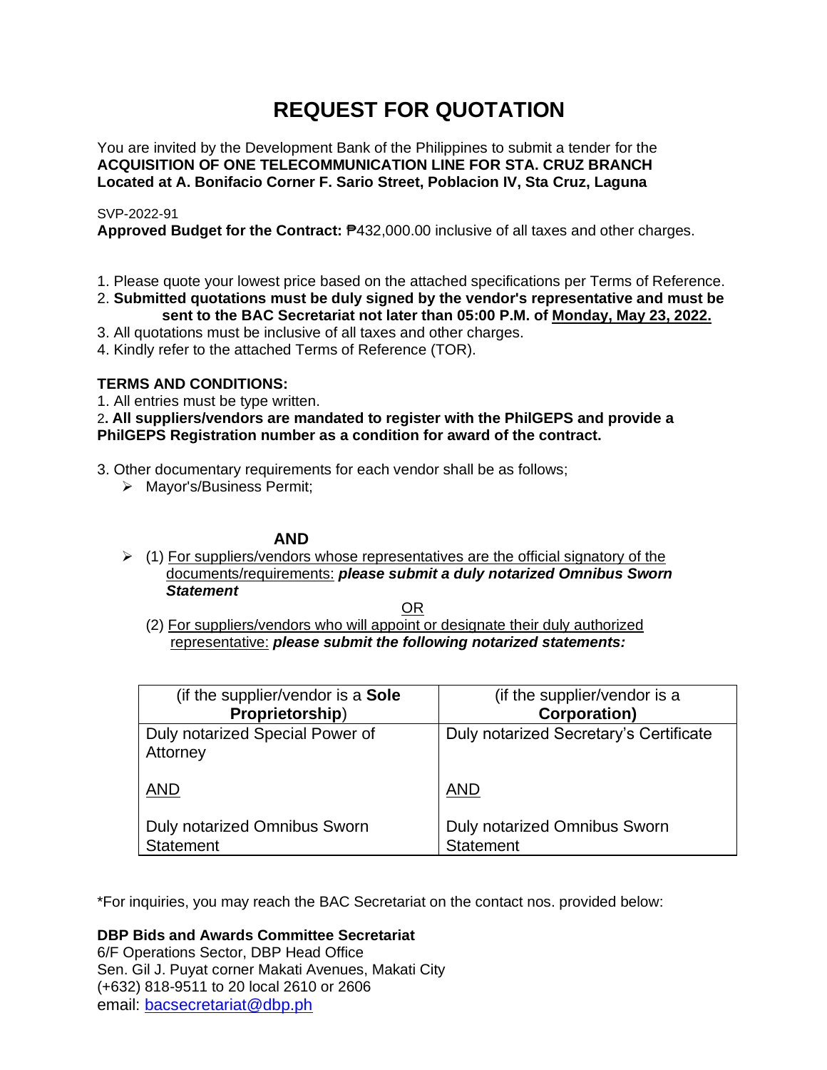# REQUEST FOR QUOTATION

You are invited by the Development Bank of the Philippines to submit a tender for the
**ACQUISITION OF ONE TELECOMMUNICATION LINE FOR STA. CRUZ BRANCH**
**Located at A. Bonifacio Corner F. Sario Street, Poblacion IV, Sta Cruz, Laguna**

SVP-2022-91
**Approved Budget for the Contract:** ₱432,000.00 inclusive of all taxes and other charges.

1. Please quote your lowest price based on the attached specifications per Terms of Reference.
2. **Submitted quotations must be duly signed by the vendor's representative and must be sent to the BAC Secretariat not later than 05:00 P.M. of Monday, May 23, 2022.**
3. All quotations must be inclusive of all taxes and other charges.
4. Kindly refer to the attached Terms of Reference (TOR).

**TERMS AND CONDITIONS:**

1. All entries must be type written.
2. **All suppliers/vendors are mandated to register with the PhilGEPS and provide a PhilGEPS Registration number as a condition for award of the contract.**
3. Other documentary requirements for each vendor shall be as follows;
   - Mayor's/Business Permit;

**AND**

- (1) For suppliers/vendors whose representatives are the official signatory of the documents/requirements: ***please submit a duly notarized Omnibus Sworn Statement***

  OR

  (2) For suppliers/vendors who will appoint or designate their duly authorized representative: ***please submit the following notarized statements:***

| (if the supplier/vendor is a **Sole Proprietorship**) | (if the supplier/vendor is a **Corporation)** |
|---|---|
| Duly notarized Special Power of Attorney<br><br>AND<br><br>Duly notarized Omnibus Sworn Statement | Duly notarized Secretary's Certificate<br><br>AND<br><br>Duly notarized Omnibus Sworn Statement |

*For inquiries, you may reach the BAC Secretariat on the contact nos. provided below:

**DBP Bids and Awards Committee Secretariat**
6/F Operations Sector, DBP Head Office
Sen. Gil J. Puyat corner Makati Avenues, Makati City
(+632) 818-9511 to 20 local 2610 or 2606
email: bacsecretariat@dbp.ph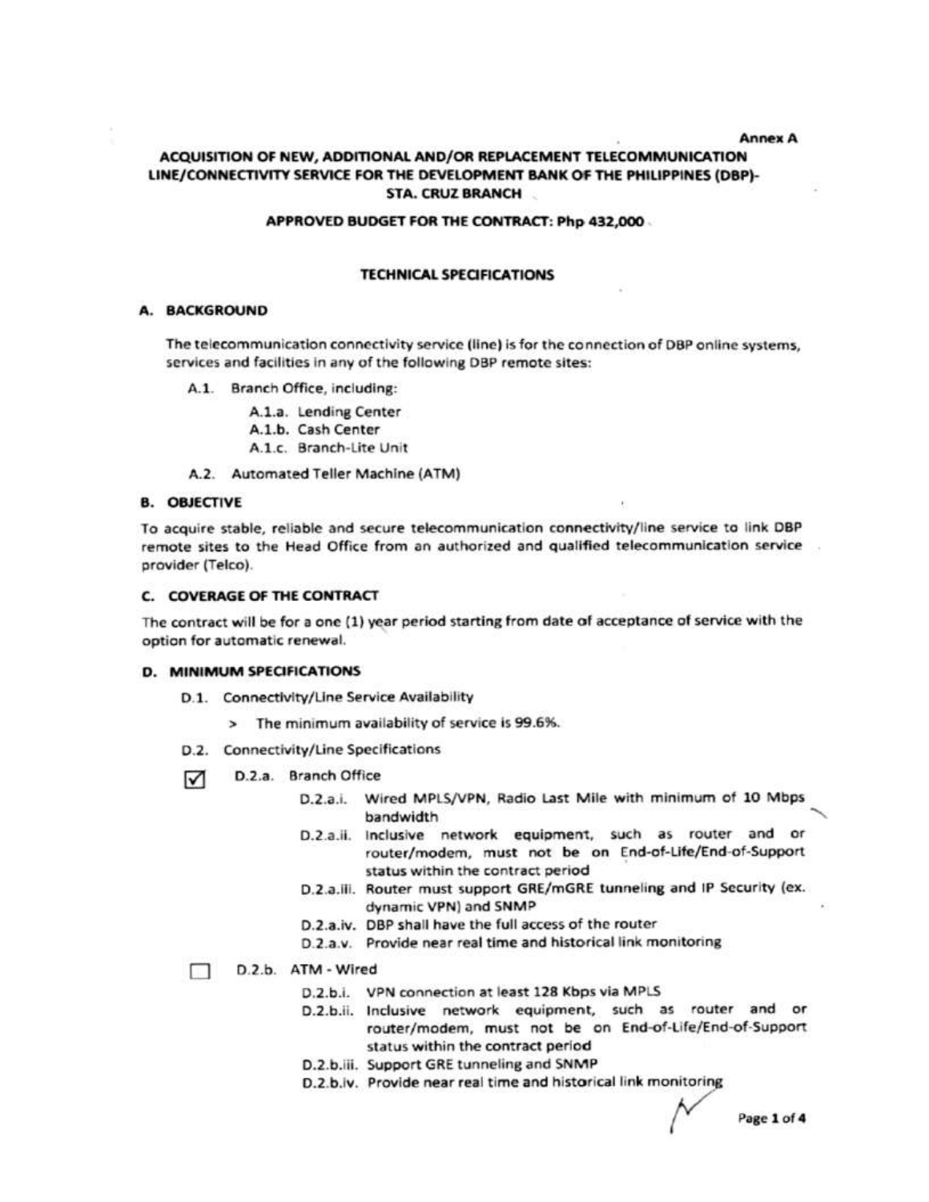Annex A

# ACQUISITION OF NEW, ADDITIONAL AND/OR REPLACEMENT TELECOMMUNICATION LINE/CONNECTIVITY SERVICE FOR THE DEVELOPMENT BANK OF THE PHILIPPINES (DBP)-STA. CRUZ BRANCH

## APPROVED BUDGET FOR THE CONTRACT: Php 432,000

## TECHNICAL SPECIFICATIONS

### A. BACKGROUND

The telecommunication connectivity service (line) is for the connection of DBP online systems, services and facilities in any of the following DBP remote sites:

- A.1. Branch Office, including:
  - A.1.a. Lending Center
  - A.1.b. Cash Center
  - A.1.c. Branch-Lite Unit
- A.2. Automated Teller Machine (ATM)

### B. OBJECTIVE

To acquire stable, reliable and secure telecommunication connectivity/line service to link DBP remote sites to the Head Office from an authorized and qualified telecommunication service provider (Telco).

### C. COVERAGE OF THE CONTRACT

The contract will be for a one (1) year period starting from date of acceptance of service with the option for automatic renewal.

### D. MINIMUM SPECIFICATIONS

- D.1. Connectivity/Line Service Availability
  - > The minimum availability of service is 99.6%.
- D.2. Connectivity/Line Specifications
  - ☑ D.2.a. Branch Office
    - D.2.a.i. Wired MPLS/VPN, Radio Last Mile with minimum of 10 Mbps bandwidth
    - D.2.a.ii. Inclusive network equipment, such as router and or router/modem, must not be on End-of-Life/End-of-Support status within the contract period
    - D.2.a.iii. Router must support GRE/mGRE tunneling and IP Security (ex. dynamic VPN) and SNMP
    - D.2.a.iv. DBP shall have the full access of the router
    - D.2.a.v. Provide near real time and historical link monitoring
  - ☐ D.2.b. ATM - Wired
    - D.2.b.i. VPN connection at least 128 Kbps via MPLS
    - D.2.b.ii. Inclusive network equipment, such as router and or router/modem, must not be on End-of-Life/End-of-Support status within the contract period
    - D.2.b.iii. Support GRE tunneling and SNMP
    - D.2.b.iv. Provide near real time and historical link monitoring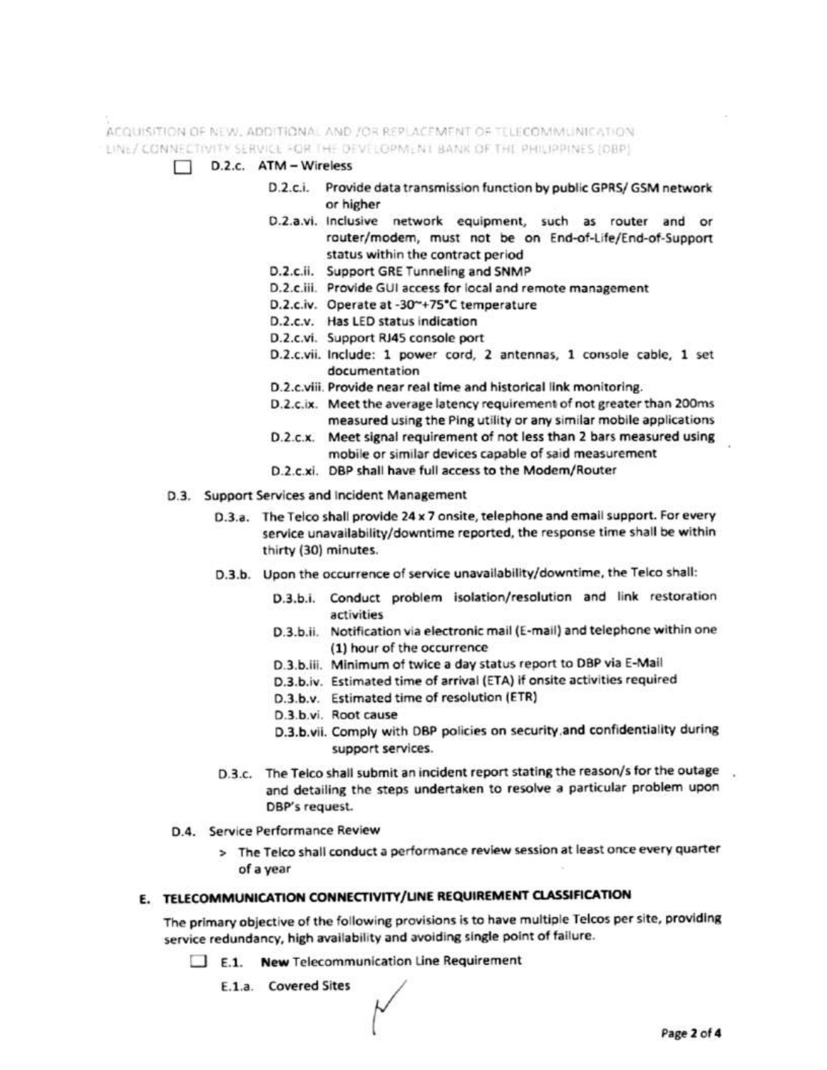- [ ] D.2.c. ATM – Wireless
  - D.2.c.i. Provide data transmission function by public GPRS/ GSM network or higher
  - D.2.a.vi. Inclusive network equipment, such as router and or router/modem, must not be on End-of-Life/End-of-Support status within the contract period
  - D.2.c.ii. Support GRE Tunneling and SNMP
  - D.2.c.iii. Provide GUI access for local and remote management
  - D.2.c.iv. Operate at -30~+75°C temperature
  - D.2.c.v. Has LED status indication
  - D.2.c.vi. Support RJ45 console port
  - D.2.c.vii. Include: 1 power cord, 2 antennas, 1 console cable, 1 set documentation
  - D.2.c.viii. Provide near real time and historical link monitoring.
  - D.2.c.ix. Meet the average latency requirement of not greater than 200ms measured using the Ping utility or any similar mobile applications
  - D.2.c.x. Meet signal requirement of not less than 2 bars measured using mobile or similar devices capable of said measurement
  - D.2.c.xi. DBP shall have full access to the Modem/Router

D.3. Support Services and Incident Management

- D.3.a. The Telco shall provide 24 x 7 onsite, telephone and email support. For every service unavailability/downtime reported, the response time shall be within thirty (30) minutes.
- D.3.b. Upon the occurrence of service unavailability/downtime, the Telco shall:
  - D.3.b.i. Conduct problem isolation/resolution and link restoration activities
  - D.3.b.ii. Notification via electronic mail (E-mail) and telephone within one (1) hour of the occurrence
  - D.3.b.iii. Minimum of twice a day status report to DBP via E-Mail
  - D.3.b.iv. Estimated time of arrival (ETA) if onsite activities required
  - D.3.b.v. Estimated time of resolution (ETR)
  - D.3.b.vi. Root cause
  - D.3.b.vii. Comply with DBP policies on security and confidentiality during support services.
- D.3.c. The Telco shall submit an incident report stating the reason/s for the outage and detailing the steps undertaken to resolve a particular problem upon DBP's request.

D.4. Service Performance Review

> The Telco shall conduct a performance review session at least once every quarter of a year

## E. TELECOMMUNICATION CONNECTIVITY/LINE REQUIREMENT CLASSIFICATION

The primary objective of the following provisions is to have multiple Telcos per site, providing service redundancy, high availability and avoiding single point of failure.

- [ ] E.1. **New** Telecommunication Line Requirement
  - E.1.a. Covered Sites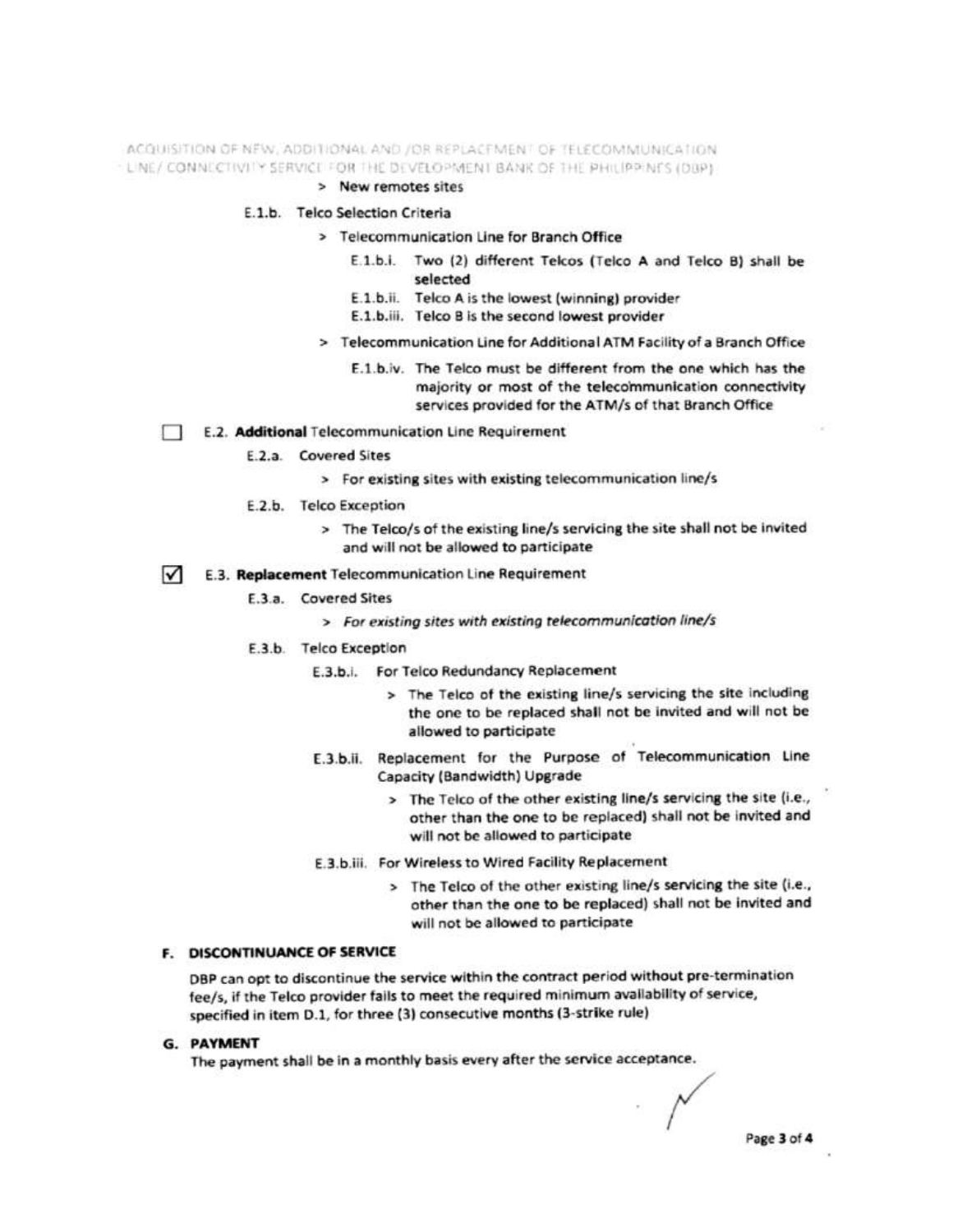> New remotes sites

E.1.b. Telco Selection Criteria

> Telecommunication Line for Branch Office

E.1.b.i. Two (2) different Telcos (Telco A and Telco B) shall be selected

E.1.b.ii. Telco A is the lowest (winning) provider

E.1.b.iii. Telco B is the second lowest provider

> Telecommunication Line for Additional ATM Facility of a Branch Office

E.1.b.iv. The Telco must be different from the one which has the majority or most of the telecommunication connectivity services provided for the ATM/s of that Branch Office

☐ E.2. **Additional** Telecommunication Line Requirement

E.2.a. Covered Sites

> For existing sites with existing telecommunication line/s

E.2.b. Telco Exception

> The Telco/s of the existing line/s servicing the site shall not be invited and will not be allowed to participate

☑ E.3. **Replacement** Telecommunication Line Requirement

E.3.a. Covered Sites

> *For existing sites with existing telecommunication line/s*

E.3.b. Telco Exception

E.3.b.i. For Telco Redundancy Replacement

> The Telco of the existing line/s servicing the site including the one to be replaced shall not be invited and will not be allowed to participate

E.3.b.ii. Replacement for the Purpose of Telecommunication Line Capacity (Bandwidth) Upgrade

> The Telco of the other existing line/s servicing the site (i.e., other than the one to be replaced) shall not be invited and will not be allowed to participate

E.3.b.iii. For Wireless to Wired Facility Replacement

> The Telco of the other existing line/s servicing the site (i.e., other than the one to be replaced) shall not be invited and will not be allowed to participate

## F. DISCONTINUANCE OF SERVICE

DBP can opt to discontinue the service within the contract period without pre-termination fee/s, if the Telco provider fails to meet the required minimum availability of service, specified in item D.1, for three (3) consecutive months (3-strike rule)

## G. PAYMENT

The payment shall be in a monthly basis every after the service acceptance.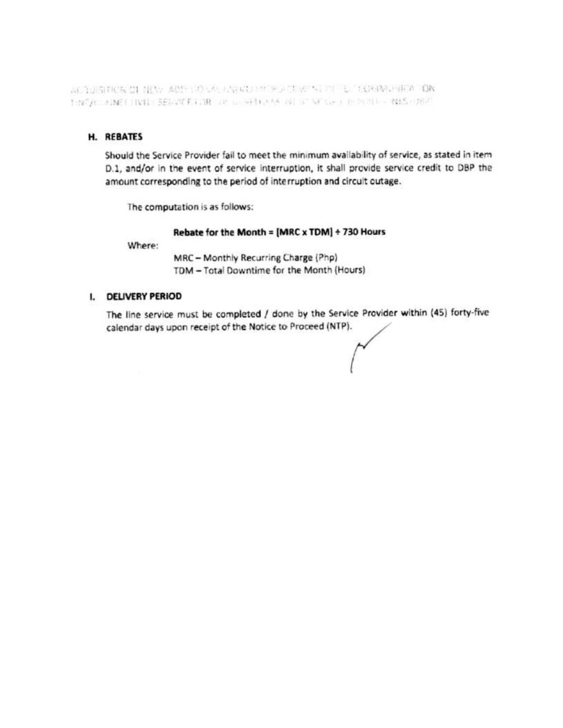## H. REBATES

Should the Service Provider fail to meet the minimum availability of service, as stated in item D.1, and/or in the event of service interruption, it shall provide service credit to DBP the amount corresponding to the period of interruption and circuit outage.

The computation is as follows:

**Rebate for the Month = [MRC x TDM] ÷ 730 Hours**

Where:

MRC – Monthly Recurring Charge (Php)
TDM – Total Downtime for the Month (Hours)

## I. DELIVERY PERIOD

The line service must be completed / done by the Service Provider within (45) forty-five calendar days upon receipt of the Notice to Proceed (NTP).